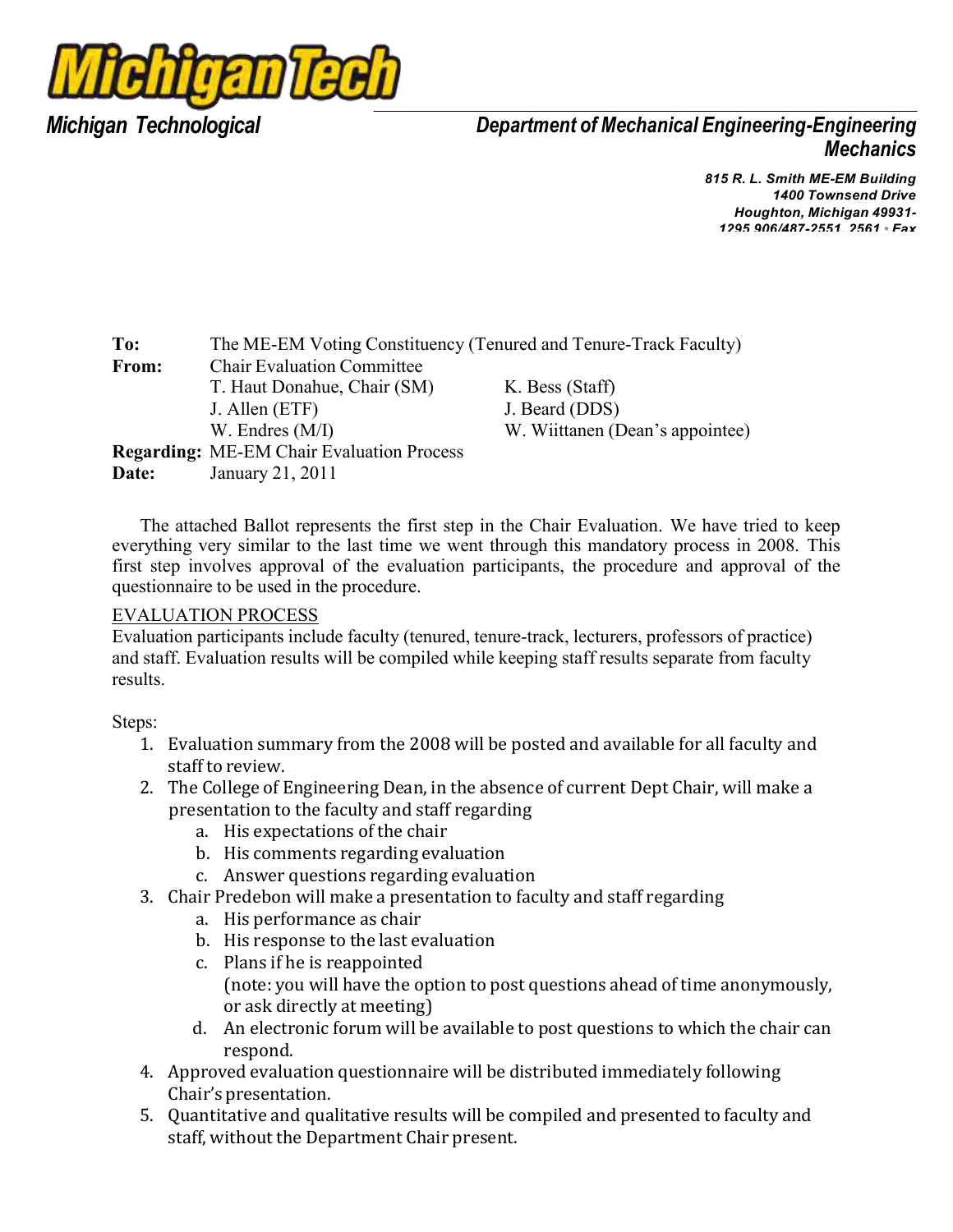**Michigan Tech**

*Michigan Technological*

*Department of Mechanical Engineering-Engineering Mechanics*

*815 R. L. Smith ME-EM Building*
*1400 Townsend Drive*
*Houghton, Michigan 49931-1295 906/487-2551, 2561 • Fax*

| | | |
|---|---|---|
| **To:** | The ME-EM Voting Constituency (Tenured and Tenure-Track Faculty) | |
| **From:** | Chair Evaluation Committee | |
| | T. Haut Donahue, Chair (SM) | K. Bess (Staff) |
| | J. Allen (ETF) | J. Beard (DDS) |
| | W. Endres (M/I) | W. Wiittanen (Dean's appointee) |
| **Regarding:** | ME-EM Chair Evaluation Process | |
| **Date:** | January 21, 2011 | |

The attached Ballot represents the first step in the Chair Evaluation. We have tried to keep everything very similar to the last time we went through this mandatory process in 2008. This first step involves approval of the evaluation participants, the procedure and approval of the questionnaire to be used in the procedure.

EVALUATION PROCESS

Evaluation participants include faculty (tenured, tenure-track, lecturers, professors of practice) and staff. Evaluation results will be compiled while keeping staff results separate from faculty results.

Steps:

1. Evaluation summary from the 2008 will be posted and available for all faculty and staff to review.
2. The College of Engineering Dean, in the absence of current Dept Chair, will make a presentation to the faculty and staff regarding
   a. His expectations of the chair
   b. His comments regarding evaluation
   c. Answer questions regarding evaluation
3. Chair Predebon will make a presentation to faculty and staff regarding
   a. His performance as chair
   b. His response to the last evaluation
   c. Plans if he is reappointed
      (note: you will have the option to post questions ahead of time anonymously, or ask directly at meeting)
   d. An electronic forum will be available to post questions to which the chair can respond.
4. Approved evaluation questionnaire will be distributed immediately following Chair's presentation.
5. Quantitative and qualitative results will be compiled and presented to faculty and staff, without the Department Chair present.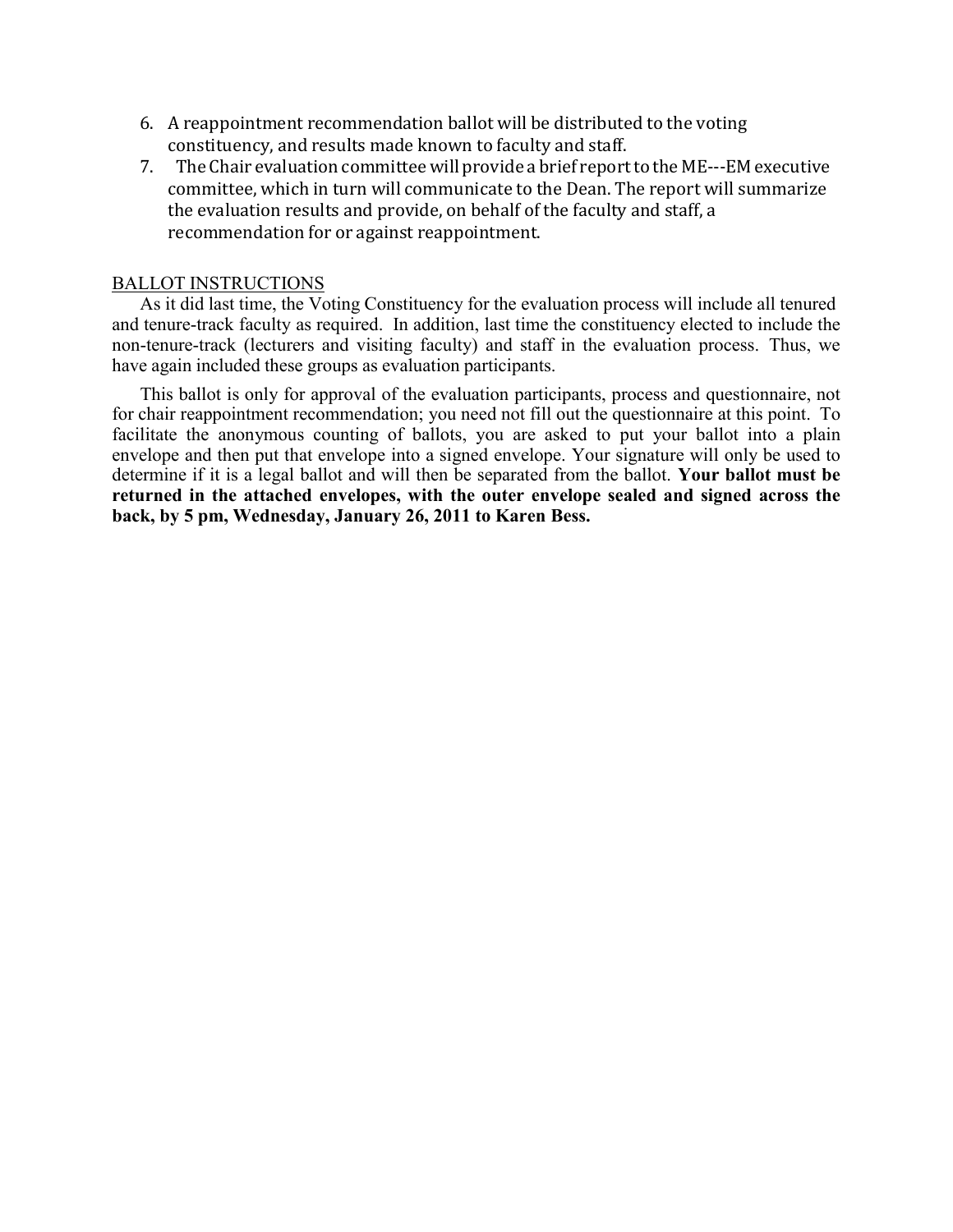6. A reappointment recommendation ballot will be distributed to the voting constituency, and results made known to faculty and staff.
7. The Chair evaluation committee will provide a brief report to the ME---EM executive committee, which in turn will communicate to the Dean. The report will summarize the evaluation results and provide, on behalf of the faculty and staff, a recommendation for or against reappointment.

BALLOT INSTRUCTIONS

As it did last time, the Voting Constituency for the evaluation process will include all tenured and tenure-track faculty as required. In addition, last time the constituency elected to include the non-tenure-track (lecturers and visiting faculty) and staff in the evaluation process. Thus, we have again included these groups as evaluation participants.

This ballot is only for approval of the evaluation participants, process and questionnaire, not for chair reappointment recommendation; you need not fill out the questionnaire at this point. To facilitate the anonymous counting of ballots, you are asked to put your ballot into a plain envelope and then put that envelope into a signed envelope. Your signature will only be used to determine if it is a legal ballot and will then be separated from the ballot. **Your ballot must be returned in the attached envelopes, with the outer envelope sealed and signed across the back, by 5 pm, Wednesday, January 26, 2011 to Karen Bess.**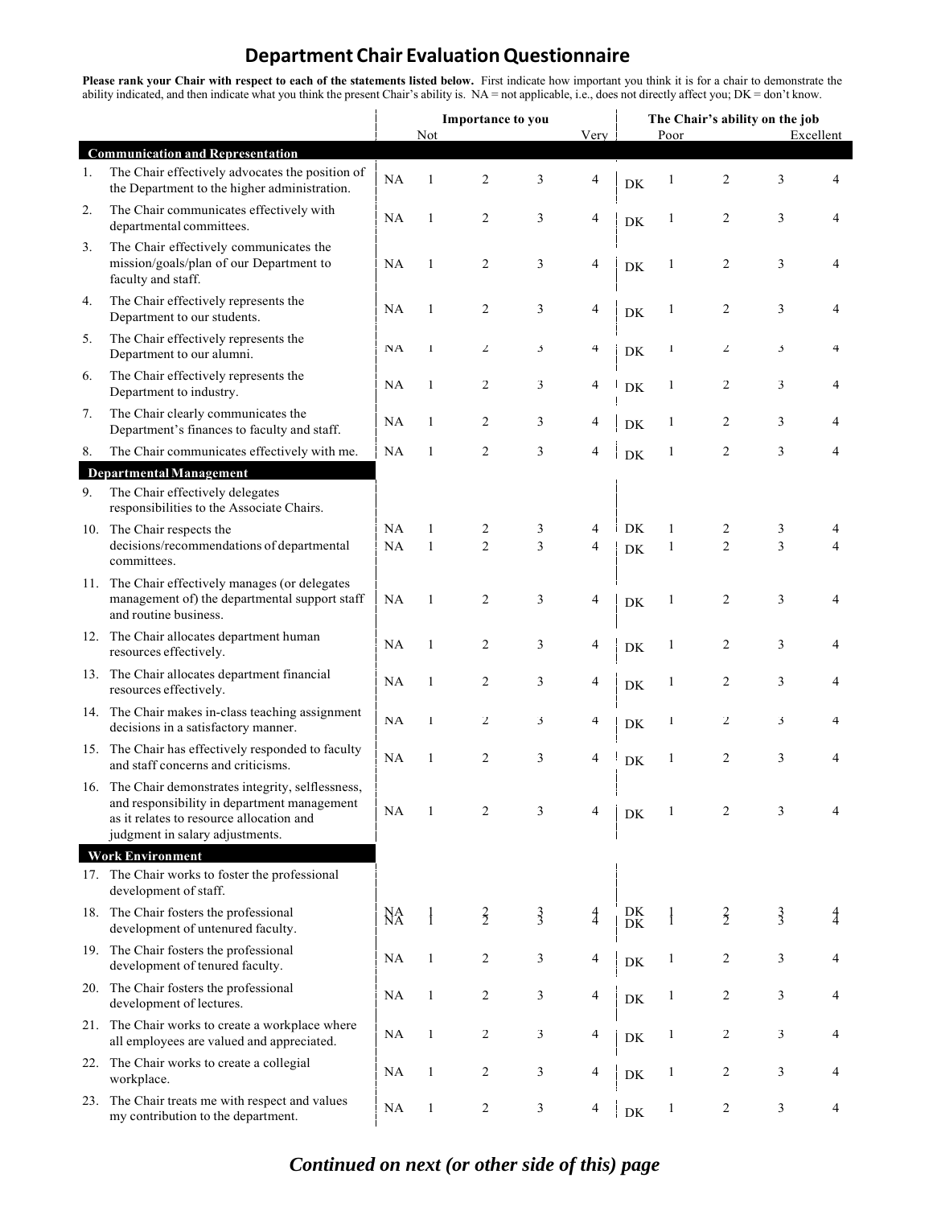# Department Chair Evaluation Questionnaire

**Please rank your Chair with respect to each of the statements listed below.** First indicate how important you think it is for a chair to demonstrate the ability indicated, and then indicate what you think the present Chair's ability is. NA = not applicable, i.e., does not directly affect you; DK = don't know.

| | Importance to you | | | | | The Chair's ability on the job | | | | |
|---|---|---|---|---|---|---|---|---|---|---|
| | | Not | | | Very | | Poor | | | Excellent |
| **Communication and Representation** | | | | | | | | | | |
| 1. The Chair effectively advocates the position of the Department to the higher administration. | NA | 1 | 2 | 3 | 4 | DK | 1 | 2 | 3 | 4 |
| 2. The Chair communicates effectively with departmental committees. | NA | 1 | 2 | 3 | 4 | DK | 1 | 2 | 3 | 4 |
| 3. The Chair effectively communicates the mission/goals/plan of our Department to faculty and staff. | NA | 1 | 2 | 3 | 4 | DK | 1 | 2 | 3 | 4 |
| 4. The Chair effectively represents the Department to our students. | NA | 1 | 2 | 3 | 4 | DK | 1 | 2 | 3 | 4 |
| 5. The Chair effectively represents the Department to our alumni. | NA | 1 | 2 | 3 | 4 | DK | 1 | 2 | 3 | 4 |
| 6. The Chair effectively represents the Department to industry. | NA | 1 | 2 | 3 | 4 | DK | 1 | 2 | 3 | 4 |
| 7. The Chair clearly communicates the Department's finances to faculty and staff. | NA | 1 | 2 | 3 | 4 | DK | 1 | 2 | 3 | 4 |
| 8. The Chair communicates effectively with me. | NA | 1 | 2 | 3 | 4 | DK | 1 | 2 | 3 | 4 |
| **Departmental Management** | | | | | | | | | | |
| 9. The Chair effectively delegates responsibilities to the Associate Chairs. | NA | 1 | 2 | 3 | 4 | DK | 1 | 2 | 3 | 4 |
| 10. The Chair respects the decisions/recommendations of departmental committees. | NA | 1 | 2 | 3 | 4 | DK | 1 | 2 | 3 | 4 |
| 11. The Chair effectively manages (or delegates management of) the departmental support staff and routine business. | NA | 1 | 2 | 3 | 4 | DK | 1 | 2 | 3 | 4 |
| 12. The Chair allocates department human resources effectively. | NA | 1 | 2 | 3 | 4 | DK | 1 | 2 | 3 | 4 |
| 13. The Chair allocates department financial resources effectively. | NA | 1 | 2 | 3 | 4 | DK | 1 | 2 | 3 | 4 |
| 14. The Chair makes in-class teaching assignment decisions in a satisfactory manner. | NA | 1 | 2 | 3 | 4 | DK | 1 | 2 | 3 | 4 |
| 15. The Chair has effectively responded to faculty and staff concerns and criticisms. | NA | 1 | 2 | 3 | 4 | DK | 1 | 2 | 3 | 4 |
| 16. The Chair demonstrates integrity, selflessness, and responsibility in department management as it relates to resource allocation and judgment in salary adjustments. | NA | 1 | 2 | 3 | 4 | DK | 1 | 2 | 3 | 4 |
| **Work Environment** | | | | | | | | | | |
| 17. The Chair works to foster the professional development of staff. | NA | 1 | 2 | 3 | 4 | DK | 1 | 2 | 3 | 4 |
| 18. The Chair fosters the professional development of untenured faculty. | NA | 1 | 2 | 3 | 4 | DK | 1 | 2 | 3 | 4 |
| 19. The Chair fosters the professional development of tenured faculty. | NA | 1 | 2 | 3 | 4 | DK | 1 | 2 | 3 | 4 |
| 20. The Chair fosters the professional development of lectures. | NA | 1 | 2 | 3 | 4 | DK | 1 | 2 | 3 | 4 |
| 21. The Chair works to create a workplace where all employees are valued and appreciated. | NA | 1 | 2 | 3 | 4 | DK | 1 | 2 | 3 | 4 |
| 22. The Chair works to create a collegial workplace. | NA | 1 | 2 | 3 | 4 | DK | 1 | 2 | 3 | 4 |
| 23. The Chair treats me with respect and values my contribution to the department. | NA | 1 | 2 | 3 | 4 | DK | 1 | 2 | 3 | 4 |

***Continued on next (or other side of this) page***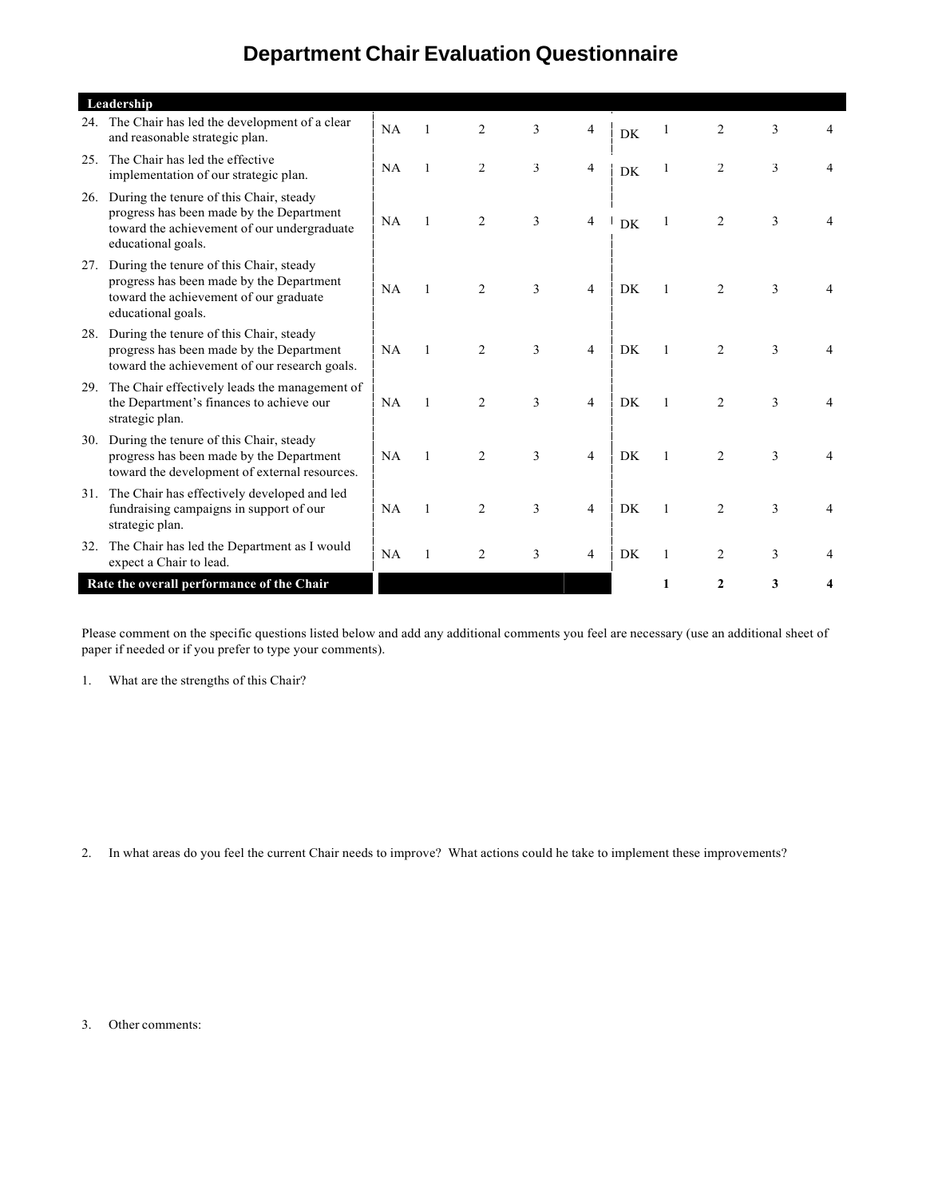# Department Chair Evaluation Questionnaire

| Leadership | | | | | | | | | | |
|---|---|---|---|---|---|---|---|---|---|---|
| 24. The Chair has led the development of a clear and reasonable strategic plan. | NA | 1 | 2 | 3 | 4 | DK | 1 | 2 | 3 | 4 |
| 25. The Chair has led the effective implementation of our strategic plan. | NA | 1 | 2 | 3 | 4 | DK | 1 | 2 | 3 | 4 |
| 26. During the tenure of this Chair, steady progress has been made by the Department toward the achievement of our undergraduate educational goals. | NA | 1 | 2 | 3 | 4 | DK | 1 | 2 | 3 | 4 |
| 27. During the tenure of this Chair, steady progress has been made by the Department toward the achievement of our graduate educational goals. | NA | 1 | 2 | 3 | 4 | DK | 1 | 2 | 3 | 4 |
| 28. During the tenure of this Chair, steady progress has been made by the Department toward the achievement of our research goals. | NA | 1 | 2 | 3 | 4 | DK | 1 | 2 | 3 | 4 |
| 29. The Chair effectively leads the management of the Department's finances to achieve our strategic plan. | NA | 1 | 2 | 3 | 4 | DK | 1 | 2 | 3 | 4 |
| 30. During the tenure of this Chair, steady progress has been made by the Department toward the development of external resources. | NA | 1 | 2 | 3 | 4 | DK | 1 | 2 | 3 | 4 |
| 31. The Chair has effectively developed and led fundraising campaigns in support of our strategic plan. | NA | 1 | 2 | 3 | 4 | DK | 1 | 2 | 3 | 4 |
| 32. The Chair has led the Department as I would expect a Chair to lead. | NA | 1 | 2 | 3 | 4 | DK | 1 | 2 | 3 | 4 |
| **Rate the overall performance of the Chair** | | | | | | | **1** | **2** | **3** | **4** |

Please comment on the specific questions listed below and add any additional comments you feel are necessary (use an additional sheet of paper if needed or if you prefer to type your comments).

1. What are the strengths of this Chair?

2. In what areas do you feel the current Chair needs to improve? What actions could he take to implement these improvements?

3. Other comments: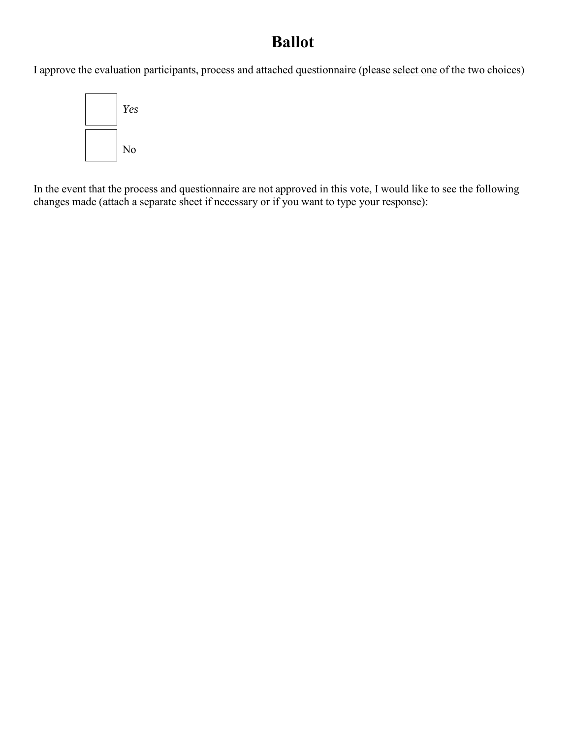# Ballot

I approve the evaluation participants, process and attached questionnaire (please <u>select one</u> of the two choices)

☐ *Yes*

☐ No

In the event that the process and questionnaire are not approved in this vote, I would like to see the following changes made (attach a separate sheet if necessary or if you want to type your response):